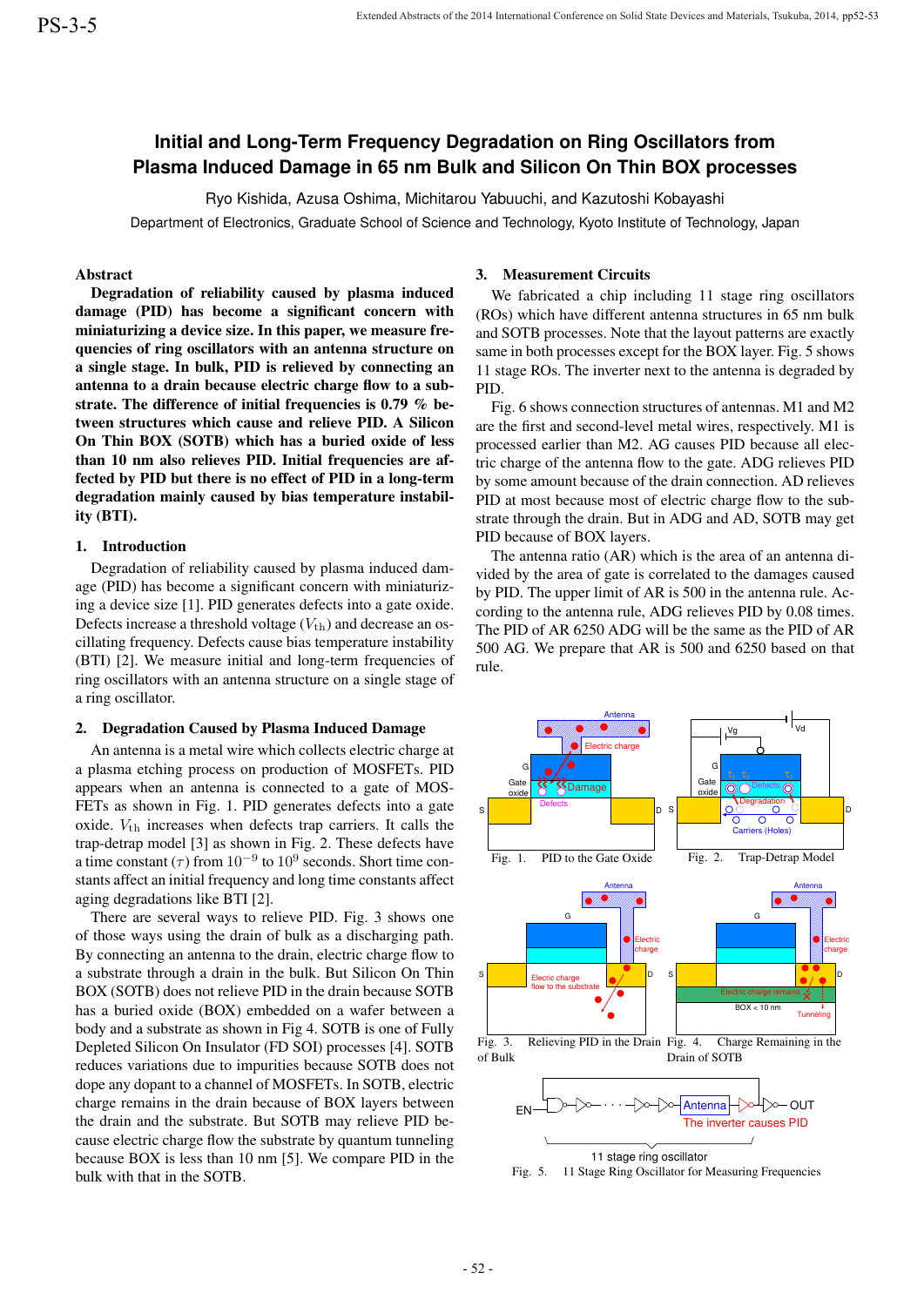PS-3-5

# Initial and Long-Term Frequency Degradation on Ring Oscillators from Plasma Induced Damage in 65 nm Bulk and Silicon On Thin BOX processes

Ryo Kishida, Azusa Oshima, Michitarou Yabuuchi, and Kazutoshi Kobayashi

Department of Electronics, Graduate School of Science and Technology, Kyoto Institute of Technology, Japan

## Abstract

**Degradation of reliability caused by plasma induced damage (PID) has become a significant concern with miniaturizing a device size. In this paper, we measure frequencies of ring oscillators with an antenna structure on a single stage. In bulk, PID is relieved by connecting an antenna to a drain because electric charge flow to a substrate. The difference of initial frequencies is 0.79 % between structures which cause and relieve PID. A Silicon On Thin BOX (SOTB) which has a buried oxide of less than 10 nm also relieves PID. Initial frequencies are affected by PID but there is no effect of PID in a long-term degradation mainly caused by bias temperature instability (BTI).**

## 1. Introduction

Degradation of reliability caused by plasma induced damage (PID) has become a significant concern with miniaturizing a device size [1]. PID generates defects into a gate oxide. Defects increase a threshold voltage ($V_{\rm th}$) and decrease an oscillating frequency. Defects cause bias temperature instability (BTI) [2]. We measure initial and long-term frequencies of ring oscillators with an antenna structure on a single stage of a ring oscillator.

## 2. Degradation Caused by Plasma Induced Damage

An antenna is a metal wire which collects electric charge at a plasma etching process on production of MOSFETs. PID appears when an antenna is connected to a gate of MOSFETs as shown in Fig. 1. PID generates defects into a gate oxide. $V_{\rm th}$ increases when defects trap carriers. It calls the trap-detrap model [3] as shown in Fig. 2. These defects have a time constant ($\tau$) from $10^{-9}$ to $10^{9}$ seconds. Short time constants affect an initial frequency and long time constants affect aging degradations like BTI [2].

There are several ways to relieve PID. Fig. 3 shows one of those ways using the drain of bulk as a discharging path. By connecting an antenna to the drain, electric charge flow to a substrate through a drain in the bulk. But Silicon On Thin BOX (SOTB) does not relieve PID in the drain because SOTB has a buried oxide (BOX) embedded on a wafer between a body and a substrate as shown in Fig 4. SOTB is one of Fully Depleted Silicon On Insulator (FD SOI) processes [4]. SOTB reduces variations due to impurities because SOTB does not dope any dopant to a channel of MOSFETs. In SOTB, electric charge remains in the drain because of BOX layers between the drain and the substrate. But SOTB may relieve PID because electric charge flow the substrate by quantum tunneling because BOX is less than 10 nm [5]. We compare PID in the bulk with that in the SOTB.

## 3. Measurement Circuits

We fabricated a chip including 11 stage ring oscillators (ROs) which have different antenna structures in 65 nm bulk and SOTB processes. Note that the layout patterns are exactly same in both processes except for the BOX layer. Fig. 5 shows 11 stage ROs. The inverter next to the antenna is degraded by PID.

Fig. 6 shows connection structures of antennas. M1 and M2 are the first and second-level metal wires, respectively. M1 is processed earlier than M2. AG causes PID because all electric charge of the antenna flow to the gate. ADG relieves PID by some amount because of the drain connection. AD relieves PID at most because most of electric charge flow to the substrate through the drain. But in ADG and AD, SOTB may get PID because of BOX layers.

The antenna ratio (AR) which is the area of an antenna divided by the area of gate is correlated to the damages caused by PID. The upper limit of AR is 500 in the antenna rule. According to the antenna rule, ADG relieves PID by 0.08 times. The PID of AR 6250 ADG will be the same as the PID of AR 500 AG. We prepare that AR is 500 and 6250 based on that rule.

Antenna
Electric charge
G
Gate oxide
Damage
Defects
S
D

Fig. 1. PID to the Gate Oxide

Vg
Vd
G
Gate oxide
Defects
Degradation
Carriers (Holes)
S
D

Fig. 2. Trap-Detrap Model

Antenna
G
Electric charge
Elecric charge flow to the substrate
S
D

Fig. 3. Relieving PID in the Drain of Bulk

Antenna
G
Electric charge
Electric charge remains
BOX < 10 nm
Tunneling
S
D

Fig. 4. Charge Remaining in the Drain of SOTB

EN
Antenna
OUT
The inverter causes PID
11 stage ring oscillator

Fig. 5. 11 Stage Ring Oscillator for Measuring Frequencies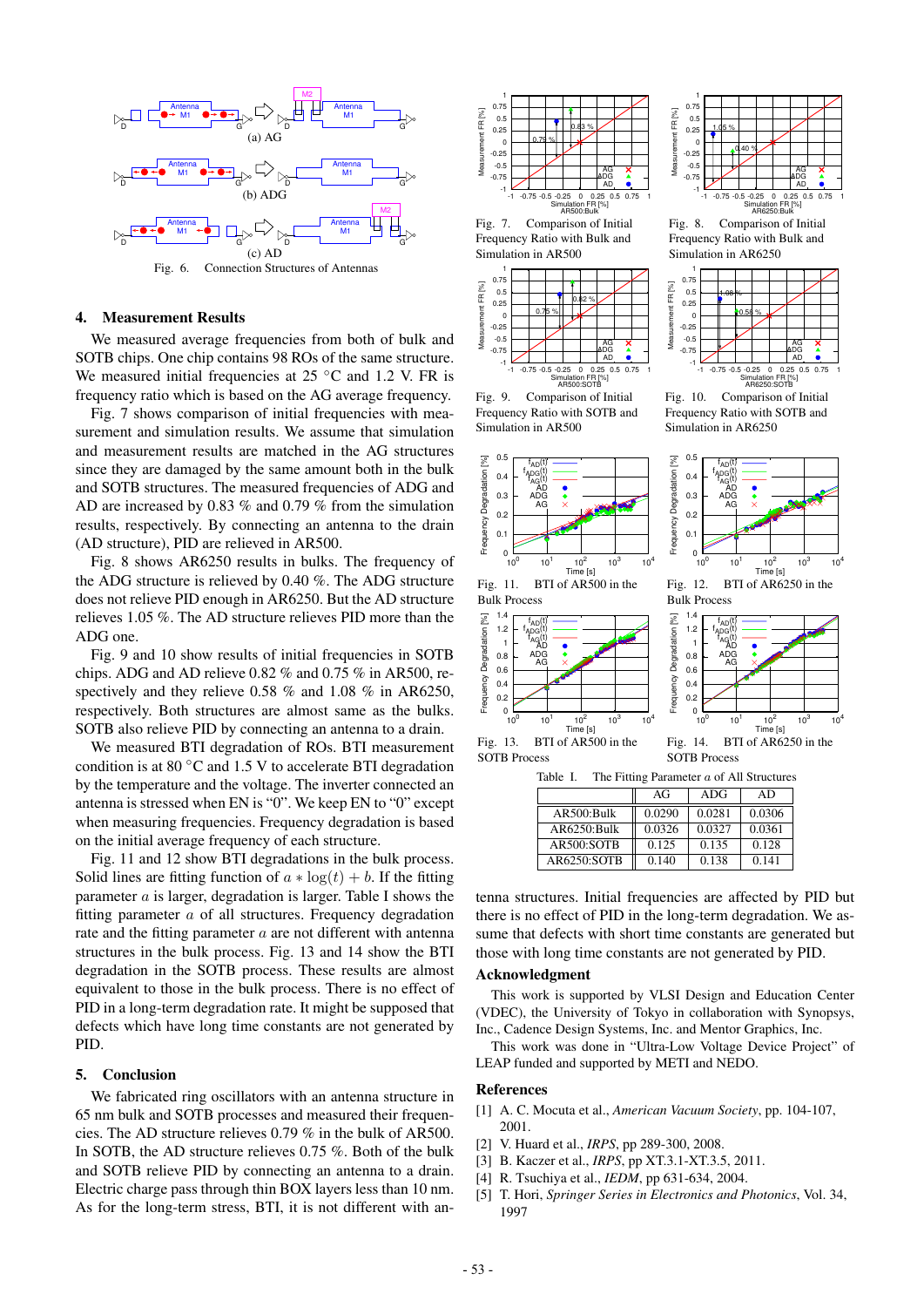(a) AG

(b) ADG

(c) AD

Fig. 6. Connection Structures of Antennas

## 4. Measurement Results

We measured average frequencies from both of bulk and SOTB chips. One chip contains 98 ROs of the same structure. We measured initial frequencies at 25 °C and 1.2 V. FR is frequency ratio which is based on the AG average frequency.

Fig. 7 shows comparison of initial frequencies with measurement and simulation results. We assume that simulation and measurement results are matched in the AG structures since they are damaged by the same amount both in the bulk and SOTB structures. The measured frequencies of ADG and AD are increased by 0.83 % and 0.79 % from the simulation results, respectively. By connecting an antenna to the drain (AD structure), PID are relieved in AR500.

Fig. 8 shows AR6250 results in bulks. The frequency of the ADG structure is relieved by 0.40 %. The ADG structure does not relieve PID enough in AR6250. But the AD structure relieves 1.05 %. The AD structure relieves PID more than the ADG one.

Fig. 9 and 10 show results of initial frequencies in SOTB chips. ADG and AD relieve 0.82 % and 0.75 % in AR500, respectively and they relieve 0.58 % and 1.08 % in AR6250, respectively. Both structures are almost same as the bulks. SOTB also relieve PID by connecting an antenna to a drain.

We measured BTI degradation of ROs. BTI measurement condition is at 80 °C and 1.5 V to accelerate BTI degradation by the temperature and the voltage. The inverter connected an antenna is stressed when EN is "0". We keep EN to "0" except when measuring frequencies. Frequency degradation is based on the initial average frequency of each structure.

Fig. 11 and 12 show BTI degradations in the bulk process. Solid lines are fitting function of $a * \log(t) + b$. If the fitting parameter $a$ is larger, degradation is larger. Table I shows the fitting parameter $a$ of all structures. Frequency degradation rate and the fitting parameter $a$ are not different with antenna structures in the bulk process. Fig. 13 and 14 show the BTI degradation in the SOTB process. These results are almost equivalent to those in the bulk process. There is no effect of PID in a long-term degradation rate. It might be supposed that defects which have long time constants are not generated by PID.

## 5. Conclusion

We fabricated ring oscillators with an antenna structure in 65 nm bulk and SOTB processes and measured their frequencies. The AD structure relieves 0.79 % in the bulk of AR500. In SOTB, the AD structure relieves 0.75 %. Both of the bulk and SOTB relieve PID by connecting an antenna to a drain. Electric charge pass through thin BOX layers less than 10 nm. As for the long-term stress, BTI, it is not different with antenna structures. Initial frequencies are affected by PID but there is no effect of PID in the long-term degradation. We assume that defects with short time constants are generated but those with long time constants are not generated by PID.

Fig. 7. Comparison of Initial Frequency Ratio with Bulk and Simulation in AR500

Fig. 8. Comparison of Initial Frequency Ratio with Bulk and Simulation in AR6250

Fig. 9. Comparison of Initial Frequency Ratio with SOTB and Simulation in AR500

Fig. 10. Comparison of Initial Frequency Ratio with SOTB and Simulation in AR6250

Fig. 11. BTI of AR500 in the Bulk Process

Fig. 12. BTI of AR6250 in the Bulk Process

Fig. 13. BTI of AR500 in the SOTB Process

Fig. 14. BTI of AR6250 in the SOTB Process

Table I. The Fitting Parameter $a$ of All Structures

| | AG | ADG | AD |
|---|---|---|---|
| AR500:Bulk | 0.0290 | 0.0281 | 0.0306 |
| AR6250:Bulk | 0.0326 | 0.0327 | 0.0361 |
| AR500:SOTB | 0.125 | 0.135 | 0.128 |
| AR6250:SOTB | 0.140 | 0.138 | 0.141 |

## Acknowledgment

This work is supported by VLSI Design and Education Center (VDEC), the University of Tokyo in collaboration with Synopsys, Inc., Cadence Design Systems, Inc. and Mentor Graphics, Inc.

This work was done in "Ultra-Low Voltage Device Project" of LEAP funded and supported by METI and NEDO.

## References

[1] A. C. Mocuta et al., *American Vacuum Society*, pp. 104-107, 2001.

[2] V. Huard et al., *IRPS*, pp 289-300, 2008.

[3] B. Kaczer et al., *IRPS*, pp XT.3.1-XT.3.5, 2011.

[4] R. Tsuchiya et al., *IEDM*, pp 631-634, 2004.

[5] T. Hori, *Springer Series in Electronics and Photonics*, Vol. 34, 1997